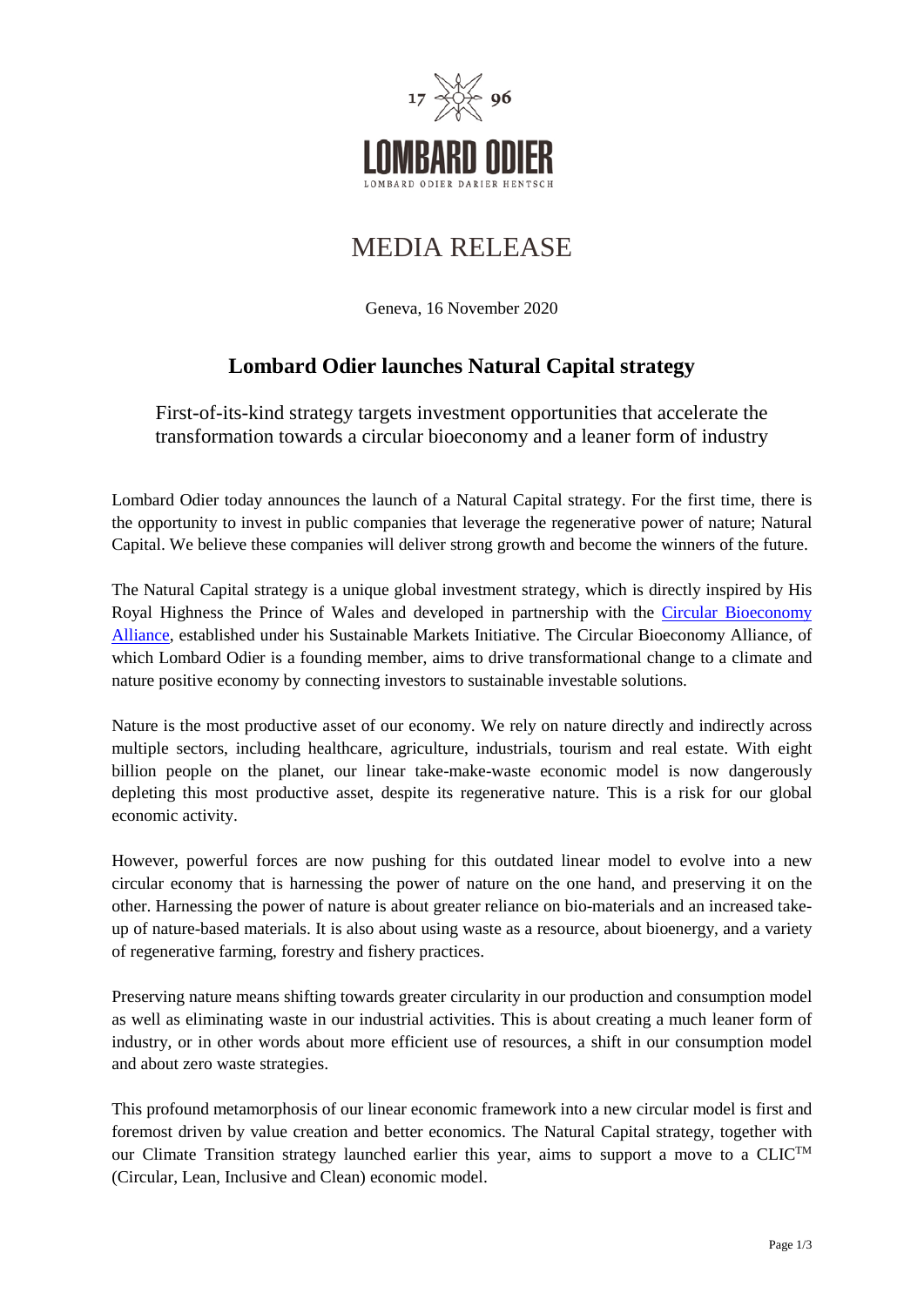# MEDIA RELEASE

Geneva, 16 November 2020

## Lombard Odier launches Natural Capital strategy

### First-of-its-kind strategy targets investment opportunities that accelerate the transformation towards a circular bioeconomy and a leaner form of industry

Lombard Odier today announces the launch of a Natural Capital strategy. For the first time, there is the opportunity to invest in public companies that leverage the regenerative power of nature; Natural Capital. We believe these companies will deliver strong growth and become the winners of the future.

The Natural Capital strategy is a unique global investment strategy, which is directly inspired by His Royal Highness the Prince of Wales and developed in partnership with the Circular Bioeconomy Alliance, established under his Sustainable Markets Initiative. The Circular Bioeconomy Alliance, of which Lombard Odier is a founding member, aims to drive transformational change to a climate and nature positive economy by connecting investors to sustainable investable solutions.

Nature is the most productive asset of our economy. We rely on nature directly and indirectly across multiple sectors, including healthcare, agriculture, industrials, tourism and real estate. With eight billion people on the planet, our linear take-make-waste economic model is now dangerously depleting this most productive asset, despite its regenerative nature. This is a risk for our global economic activity.

However, powerful forces are now pushing for this outdated linear model to evolve into a new circular economy that is harnessing the power of nature on the one hand, and preserving it on the other. Harnessing the power of nature is about greater reliance on bio-materials and an increased take-up of nature-based materials. It is also about using waste as a resource, about bioenergy, and a variety of regenerative farming, forestry and fishery practices.

Preserving nature means shifting towards greater circularity in our production and consumption model as well as eliminating waste in our industrial activities. This is about creating a much leaner form of industry, or in other words about more efficient use of resources, a shift in our consumption model and about zero waste strategies.

This profound metamorphosis of our linear economic framework into a new circular model is first and foremost driven by value creation and better economics. The Natural Capital strategy, together with our Climate Transition strategy launched earlier this year, aims to support a move to a CLIC™ (Circular, Lean, Inclusive and Clean) economic model.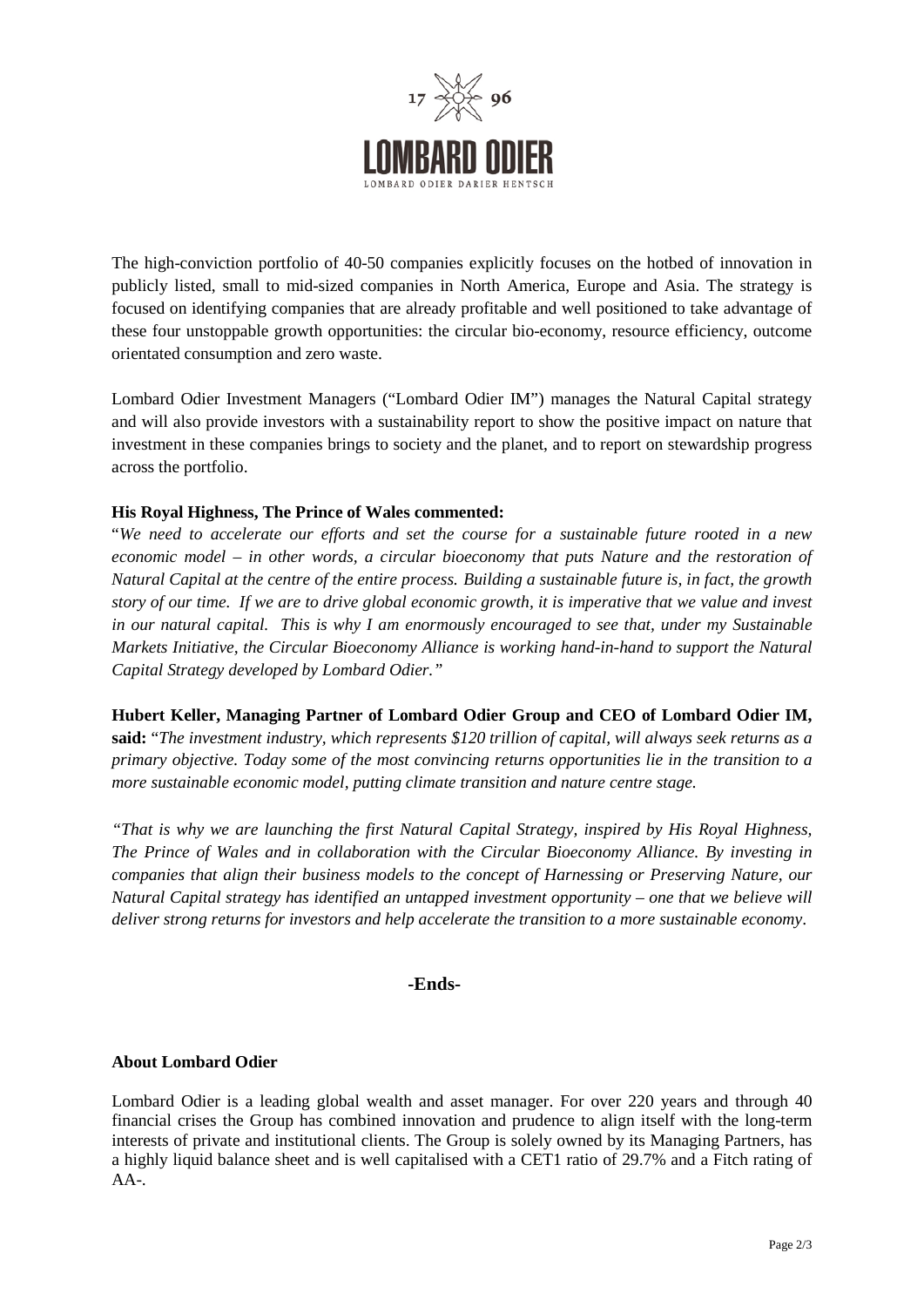The high-conviction portfolio of 40-50 companies explicitly focuses on the hotbed of innovation in publicly listed, small to mid-sized companies in North America, Europe and Asia. The strategy is focused on identifying companies that are already profitable and well positioned to take advantage of these four unstoppable growth opportunities: the circular bio-economy, resource efficiency, outcome orientated consumption and zero waste.

Lombard Odier Investment Managers ("Lombard Odier IM") manages the Natural Capital strategy and will also provide investors with a sustainability report to show the positive impact on nature that investment in these companies brings to society and the planet, and to report on stewardship progress across the portfolio.

**His Royal Highness, The Prince of Wales commented:**
"*We need to accelerate our efforts and set the course for a sustainable future rooted in a new economic model – in other words, a circular bioeconomy that puts Nature and the restoration of Natural Capital at the centre of the entire process. Building a sustainable future is, in fact, the growth story of our time. If we are to drive global economic growth, it is imperative that we value and invest in our natural capital. This is why I am enormously encouraged to see that, under my Sustainable Markets Initiative, the Circular Bioeconomy Alliance is working hand-in-hand to support the Natural Capital Strategy developed by Lombard Odier."*

**Hubert Keller, Managing Partner of Lombard Odier Group and CEO of Lombard Odier IM, said:** "*The investment industry, which represents $120 trillion of capital, will always seek returns as a primary objective. Today some of the most convincing returns opportunities lie in the transition to a more sustainable economic model, putting climate transition and nature centre stage.*

*"That is why we are launching the first Natural Capital Strategy, inspired by His Royal Highness, The Prince of Wales and in collaboration with the Circular Bioeconomy Alliance. By investing in companies that align their business models to the concept of Harnessing or Preserving Nature, our Natural Capital strategy has identified an untapped investment opportunity – one that we believe will deliver strong returns for investors and help accelerate the transition to a more sustainable economy*.

**-Ends-**

**About Lombard Odier**

Lombard Odier is a leading global wealth and asset manager. For over 220 years and through 40 financial crises the Group has combined innovation and prudence to align itself with the long-term interests of private and institutional clients. The Group is solely owned by its Managing Partners, has a highly liquid balance sheet and is well capitalised with a CET1 ratio of 29.7% and a Fitch rating of AA-.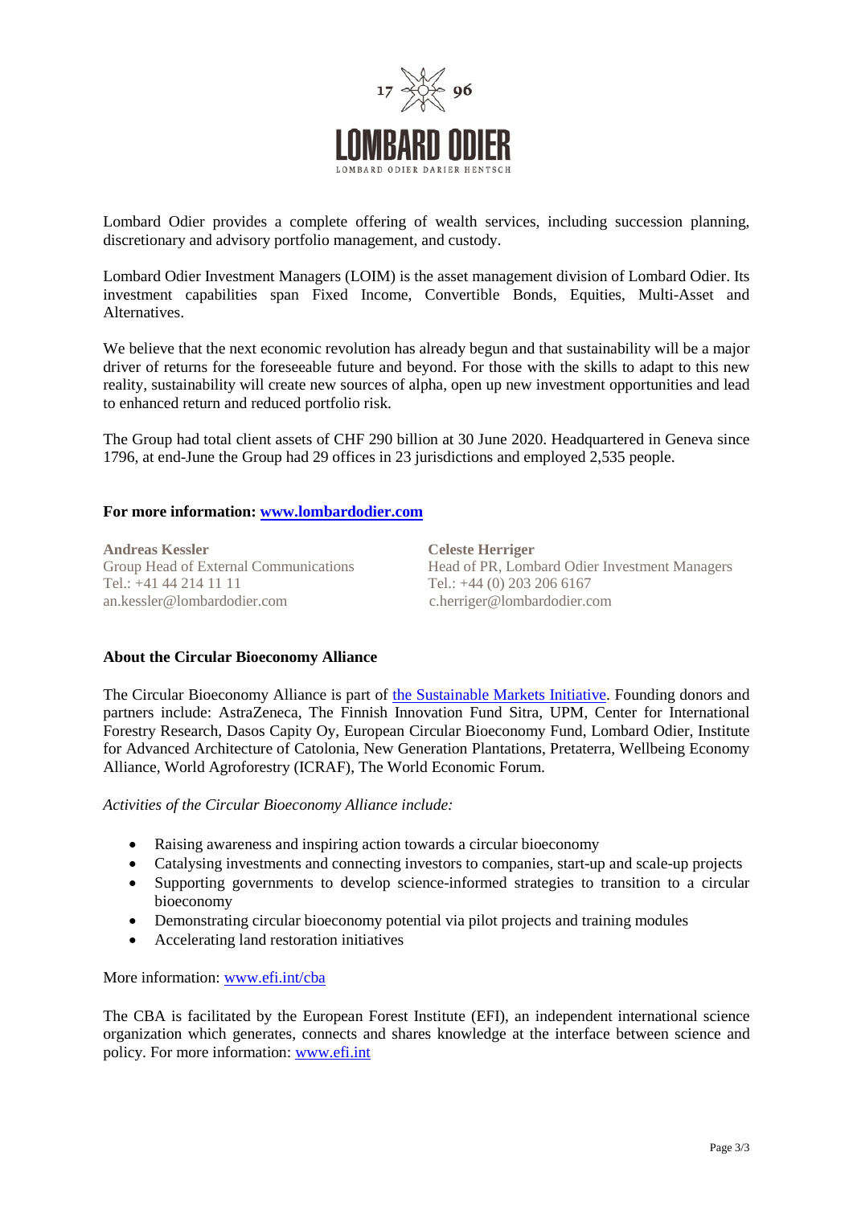Lombard Odier provides a complete offering of wealth services, including succession planning, discretionary and advisory portfolio management, and custody.

Lombard Odier Investment Managers (LOIM) is the asset management division of Lombard Odier. Its investment capabilities span Fixed Income, Convertible Bonds, Equities, Multi-Asset and Alternatives.

We believe that the next economic revolution has already begun and that sustainability will be a major driver of returns for the foreseeable future and beyond. For those with the skills to adapt to this new reality, sustainability will create new sources of alpha, open up new investment opportunities and lead to enhanced return and reduced portfolio risk.

The Group had total client assets of CHF 290 billion at 30 June 2020. Headquartered in Geneva since 1796, at end-June the Group had 29 offices in 23 jurisdictions and employed 2,535 people.

**For more information: [www.lombardodier.com](http://www.lombardodier.com)**

**Andreas Kessler**
Group Head of External Communications
Tel.: +41 44 214 11 11
an.kessler@lombardodier.com

**Celeste Herriger**
Head of PR, Lombard Odier Investment Managers
Tel.: +44 (0) 203 206 6167
c.herriger@lombardodier.com

## About the Circular Bioeconomy Alliance

The Circular Bioeconomy Alliance is part of [the Sustainable Markets Initiative](#). Founding donors and partners include: AstraZeneca, The Finnish Innovation Fund Sitra, UPM, Center for International Forestry Research, Dasos Capity Oy, European Circular Bioeconomy Fund, Lombard Odier, Institute for Advanced Architecture of Catolonia, New Generation Plantations, Pretaterra, Wellbeing Economy Alliance, World Agroforestry (ICRAF), The World Economic Forum.

*Activities of the Circular Bioeconomy Alliance include:*

- Raising awareness and inspiring action towards a circular bioeconomy
- Catalysing investments and connecting investors to companies, start-up and scale-up projects
- Supporting governments to develop science-informed strategies to transition to a circular bioeconomy
- Demonstrating circular bioeconomy potential via pilot projects and training modules
- Accelerating land restoration initiatives

More information: [www.efi.int/cba](http://www.efi.int/cba)

The CBA is facilitated by the European Forest Institute (EFI), an independent international science organization which generates, connects and shares knowledge at the interface between science and policy. For more information: [www.efi.int](http://www.efi.int)